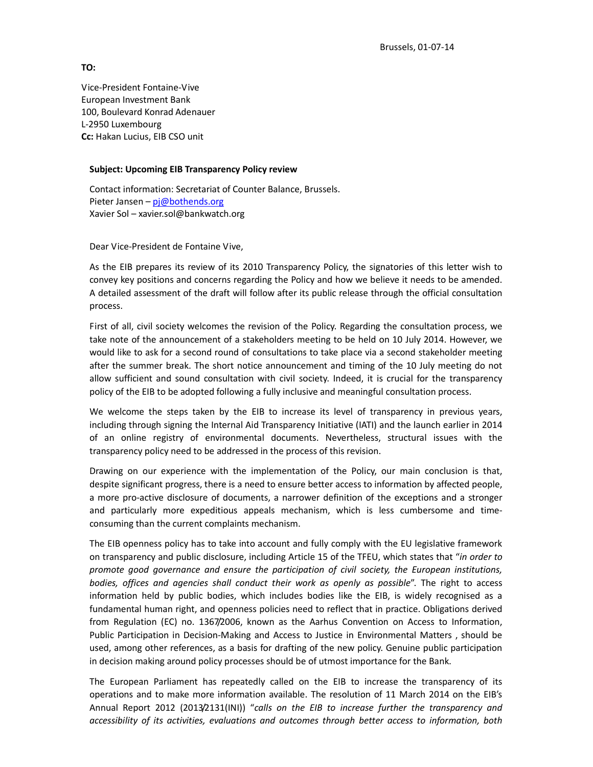Brussels, 01-07-14

**TO:**

Vice-President Fontaine-Vive
European Investment Bank
100, Boulevard Konrad Adenauer
L-2950 Luxembourg
**Cc:** Hakan Lucius, EIB CSO unit

**Subject: Upcoming EIB Transparency Policy review**

Contact information: Secretariat of Counter Balance, Brussels.
Pieter Jansen – pj@bothends.org
Xavier Sol – xavier.sol@bankwatch.org

Dear Vice-President de Fontaine Vive,

As the EIB prepares its review of its 2010 Transparency Policy, the signatories of this letter wish to convey key positions and concerns regarding the Policy and how we believe it needs to be amended. A detailed assessment of the draft will follow after its public release through the official consultation process.

First of all, civil society welcomes the revision of the Policy. Regarding the consultation process, we take note of the announcement of a stakeholders meeting to be held on 10 July 2014. However, we would like to ask for a second round of consultations to take place via a second stakeholder meeting after the summer break. The short notice announcement and timing of the 10 July meeting do not allow sufficient and sound consultation with civil society. Indeed, it is crucial for the transparency policy of the EIB to be adopted following a fully inclusive and meaningful consultation process.

We welcome the steps taken by the EIB to increase its level of transparency in previous years, including through signing the Internal Aid Transparency Initiative (IATI) and the launch earlier in 2014 of an online registry of environmental documents. Nevertheless, structural issues with the transparency policy need to be addressed in the process of this revision.

Drawing on our experience with the implementation of the Policy, our main conclusion is that, despite significant progress, there is a need to ensure better access to information by affected people, a more pro-active disclosure of documents, a narrower definition of the exceptions and a stronger and particularly more expeditious appeals mechanism, which is less cumbersome and time-consuming than the current complaints mechanism.

The EIB openness policy has to take into account and fully comply with the EU legislative framework on transparency and public disclosure, including Article 15 of the TFEU, which states that "*in order to promote good governance and ensure the participation of civil society, the European institutions, bodies, offices and agencies shall conduct their work as openly as possible*". The right to access information held by public bodies, which includes bodies like the EIB, is widely recognised as a fundamental human right, and openness policies need to reflect that in practice. Obligations derived from Regulation (EC) no. 1367/2006, known as the Aarhus Convention on Access to Information, Public Participation in Decision-Making and Access to Justice in Environmental Matters , should be used, among other references, as a basis for drafting of the new policy. Genuine public participation in decision making around policy processes should be of utmost importance for the Bank.

The European Parliament has repeatedly called on the EIB to increase the transparency of its operations and to make more information available. The resolution of 11 March 2014 on the EIB's Annual Report 2012 (2013/2131(INI)) "*calls on the EIB to increase further the transparency and accessibility of its activities, evaluations and outcomes through better access to information, both*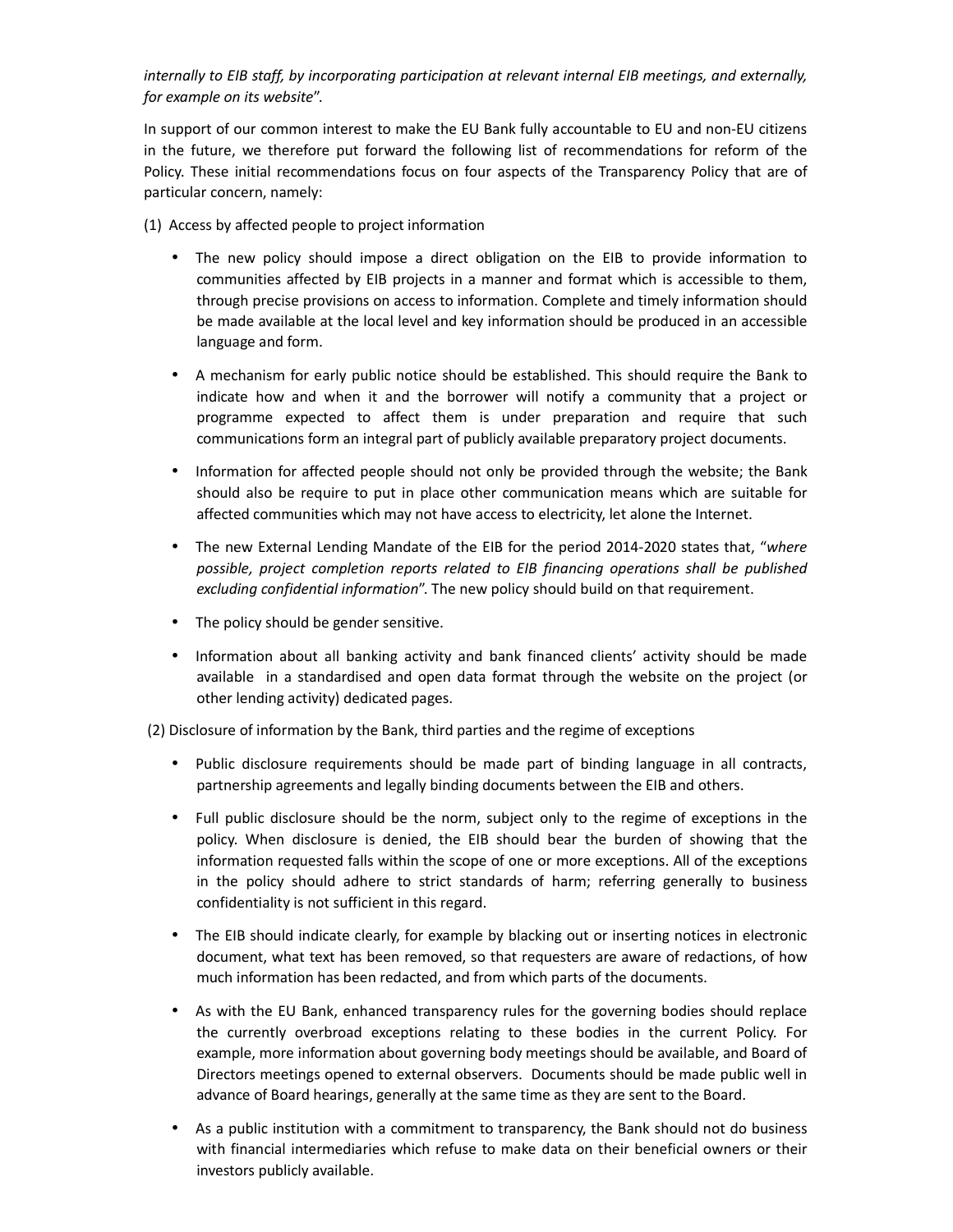*internally to EIB staff, by incorporating participation at relevant internal EIB meetings, and externally, for example on its website*".

In support of our common interest to make the EU Bank fully accountable to EU and non-EU citizens in the future, we therefore put forward the following list of recommendations for reform of the Policy. These initial recommendations focus on four aspects of the Transparency Policy that are of particular concern, namely:

(1) Access by affected people to project information

- The new policy should impose a direct obligation on the EIB to provide information to communities affected by EIB projects in a manner and format which is accessible to them, through precise provisions on access to information. Complete and timely information should be made available at the local level and key information should be produced in an accessible language and form.
- A mechanism for early public notice should be established. This should require the Bank to indicate how and when it and the borrower will notify a community that a project or programme expected to affect them is under preparation and require that such communications form an integral part of publicly available preparatory project documents.
- Information for affected people should not only be provided through the website; the Bank should also be require to put in place other communication means which are suitable for affected communities which may not have access to electricity, let alone the Internet.
- The new External Lending Mandate of the EIB for the period 2014-2020 states that, "*where possible, project completion reports related to EIB financing operations shall be published excluding confidential information*". The new policy should build on that requirement.
- The policy should be gender sensitive.
- Information about all banking activity and bank financed clients' activity should be made available in a standardised and open data format through the website on the project (or other lending activity) dedicated pages.

(2) Disclosure of information by the Bank, third parties and the regime of exceptions

- Public disclosure requirements should be made part of binding language in all contracts, partnership agreements and legally binding documents between the EIB and others.
- Full public disclosure should be the norm, subject only to the regime of exceptions in the policy. When disclosure is denied, the EIB should bear the burden of showing that the information requested falls within the scope of one or more exceptions. All of the exceptions in the policy should adhere to strict standards of harm; referring generally to business confidentiality is not sufficient in this regard.
- The EIB should indicate clearly, for example by blacking out or inserting notices in electronic document, what text has been removed, so that requesters are aware of redactions, of how much information has been redacted, and from which parts of the documents.
- As with the EU Bank, enhanced transparency rules for the governing bodies should replace the currently overbroad exceptions relating to these bodies in the current Policy. For example, more information about governing body meetings should be available, and Board of Directors meetings opened to external observers. Documents should be made public well in advance of Board hearings, generally at the same time as they are sent to the Board.
- As a public institution with a commitment to transparency, the Bank should not do business with financial intermediaries which refuse to make data on their beneficial owners or their investors publicly available.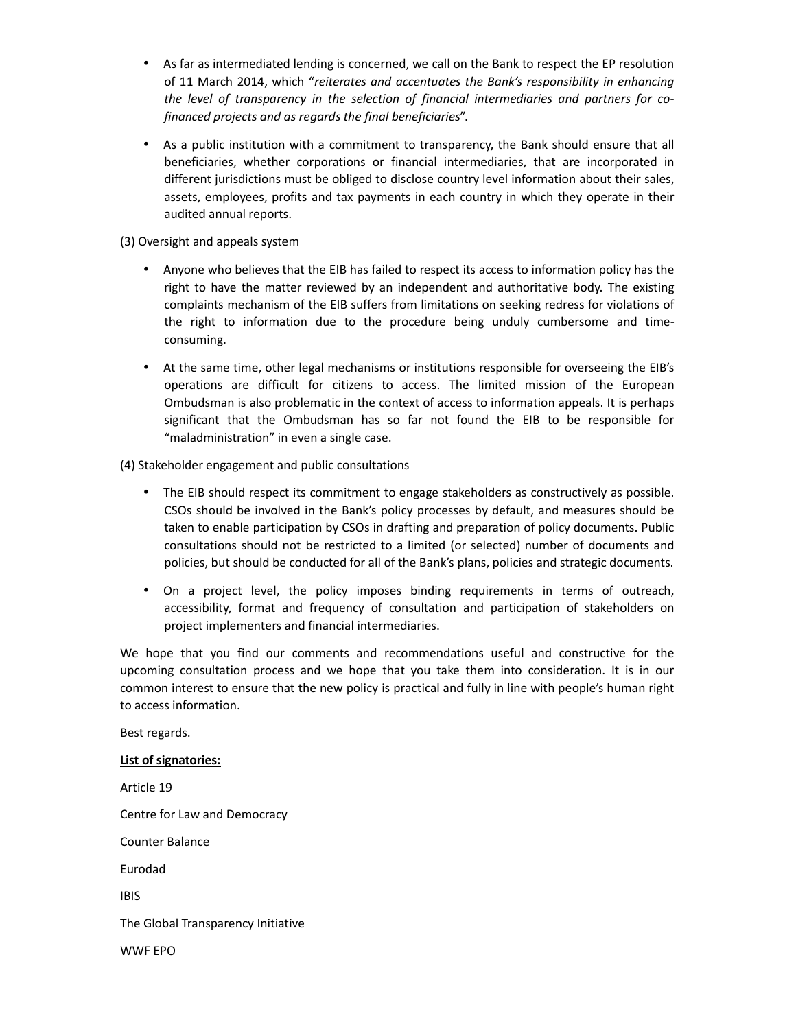- As far as intermediated lending is concerned, we call on the Bank to respect the EP resolution of 11 March 2014, which "*reiterates and accentuates the Bank's responsibility in enhancing the level of transparency in the selection of financial intermediaries and partners for co-financed projects and as regards the final beneficiaries*".
- As a public institution with a commitment to transparency, the Bank should ensure that all beneficiaries, whether corporations or financial intermediaries, that are incorporated in different jurisdictions must be obliged to disclose country level information about their sales, assets, employees, profits and tax payments in each country in which they operate in their audited annual reports.

(3) Oversight and appeals system

- Anyone who believes that the EIB has failed to respect its access to information policy has the right to have the matter reviewed by an independent and authoritative body. The existing complaints mechanism of the EIB suffers from limitations on seeking redress for violations of the right to information due to the procedure being unduly cumbersome and time-consuming.
- At the same time, other legal mechanisms or institutions responsible for overseeing the EIB's operations are difficult for citizens to access. The limited mission of the European Ombudsman is also problematic in the context of access to information appeals. It is perhaps significant that the Ombudsman has so far not found the EIB to be responsible for "maladministration" in even a single case.

(4) Stakeholder engagement and public consultations

- The EIB should respect its commitment to engage stakeholders as constructively as possible. CSOs should be involved in the Bank's policy processes by default, and measures should be taken to enable participation by CSOs in drafting and preparation of policy documents. Public consultations should not be restricted to a limited (or selected) number of documents and policies, but should be conducted for all of the Bank's plans, policies and strategic documents.
- On a project level, the policy imposes binding requirements in terms of outreach, accessibility, format and frequency of consultation and participation of stakeholders on project implementers and financial intermediaries.

We hope that you find our comments and recommendations useful and constructive for the upcoming consultation process and we hope that you take them into consideration. It is in our common interest to ensure that the new policy is practical and fully in line with people's human right to access information.

Best regards.

**<u>List of signatories:</u>**

Article 19

Centre for Law and Democracy

Counter Balance

Eurodad

IBIS

The Global Transparency Initiative

WWF EPO